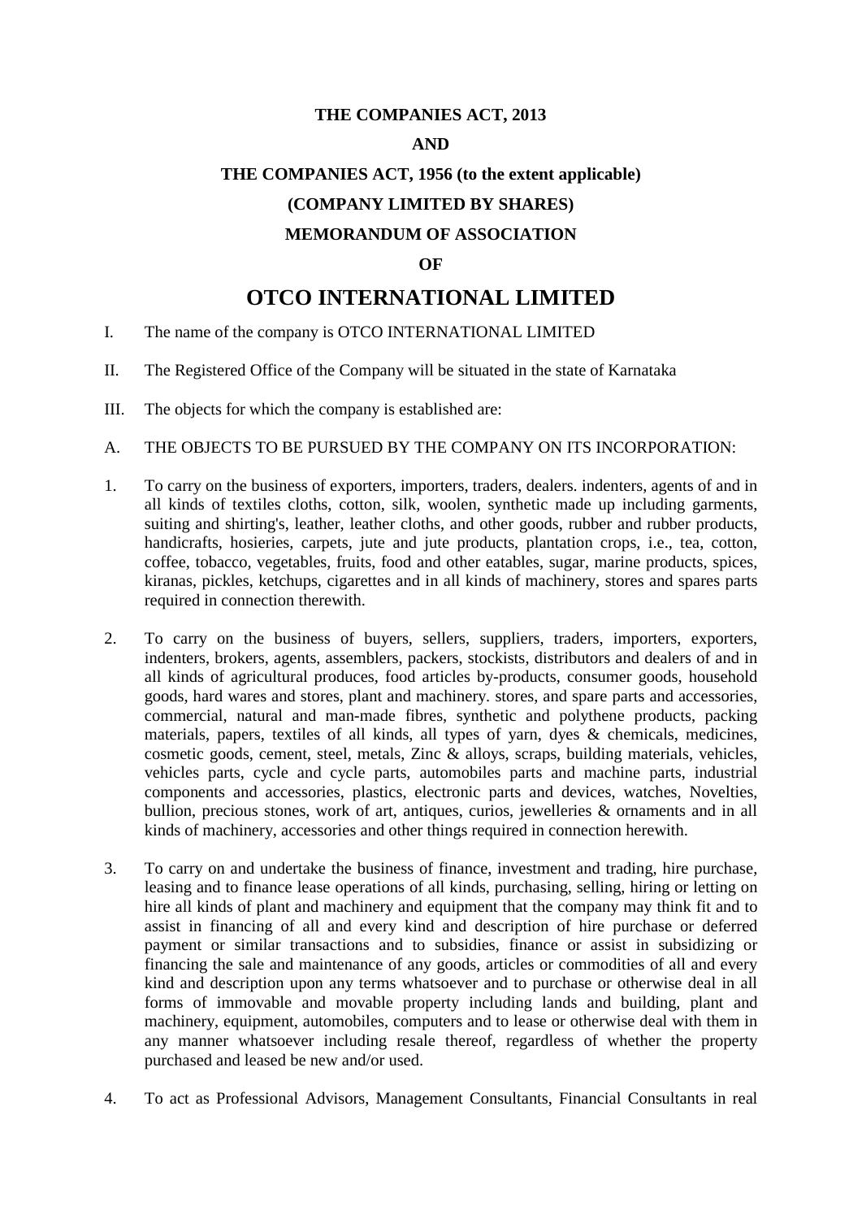**THE COMPANIES ACT, 2013**

**AND**

**THE COMPANIES ACT, 1956 (to the extent applicable)**

**(COMPANY LIMITED BY SHARES)**

**MEMORANDUM OF ASSOCIATION**

**OF**

# OTCO INTERNATIONAL LIMITED

I. The name of the company is OTCO INTERNATIONAL LIMITED

II. The Registered Office of the Company will be situated in the state of Karnataka

III. The objects for which the company is established are:

A. THE OBJECTS TO BE PURSUED BY THE COMPANY ON ITS INCORPORATION:

1. To carry on the business of exporters, importers, traders, dealers. indenters, agents of and in all kinds of textiles cloths, cotton, silk, woolen, synthetic made up including garments, suiting and shirting's, leather, leather cloths, and other goods, rubber and rubber products, handicrafts, hosieries, carpets, jute and jute products, plantation crops, i.e., tea, cotton, coffee, tobacco, vegetables, fruits, food and other eatables, sugar, marine products, spices, kiranas, pickles, ketchups, cigarettes and in all kinds of machinery, stores and spares parts required in connection therewith.

2. To carry on the business of buyers, sellers, suppliers, traders, importers, exporters, indenters, brokers, agents, assemblers, packers, stockists, distributors and dealers of and in all kinds of agricultural produces, food articles by-products, consumer goods, household goods, hard wares and stores, plant and machinery. stores, and spare parts and accessories, commercial, natural and man-made fibres, synthetic and polythene products, packing materials, papers, textiles of all kinds, all types of yarn, dyes & chemicals, medicines, cosmetic goods, cement, steel, metals, Zinc & alloys, scraps, building materials, vehicles, vehicles parts, cycle and cycle parts, automobiles parts and machine parts, industrial components and accessories, plastics, electronic parts and devices, watches, Novelties, bullion, precious stones, work of art, antiques, curios, jewelleries & ornaments and in all kinds of machinery, accessories and other things required in connection herewith.

3. To carry on and undertake the business of finance, investment and trading, hire purchase, leasing and to finance lease operations of all kinds, purchasing, selling, hiring or letting on hire all kinds of plant and machinery and equipment that the company may think fit and to assist in financing of all and every kind and description of hire purchase or deferred payment or similar transactions and to subsidies, finance or assist in subsidizing or financing the sale and maintenance of any goods, articles or commodities of all and every kind and description upon any terms whatsoever and to purchase or otherwise deal in all forms of immovable and movable property including lands and building, plant and machinery, equipment, automobiles, computers and to lease or otherwise deal with them in any manner whatsoever including resale thereof, regardless of whether the property purchased and leased be new and/or used.

4. To act as Professional Advisors, Management Consultants, Financial Consultants in real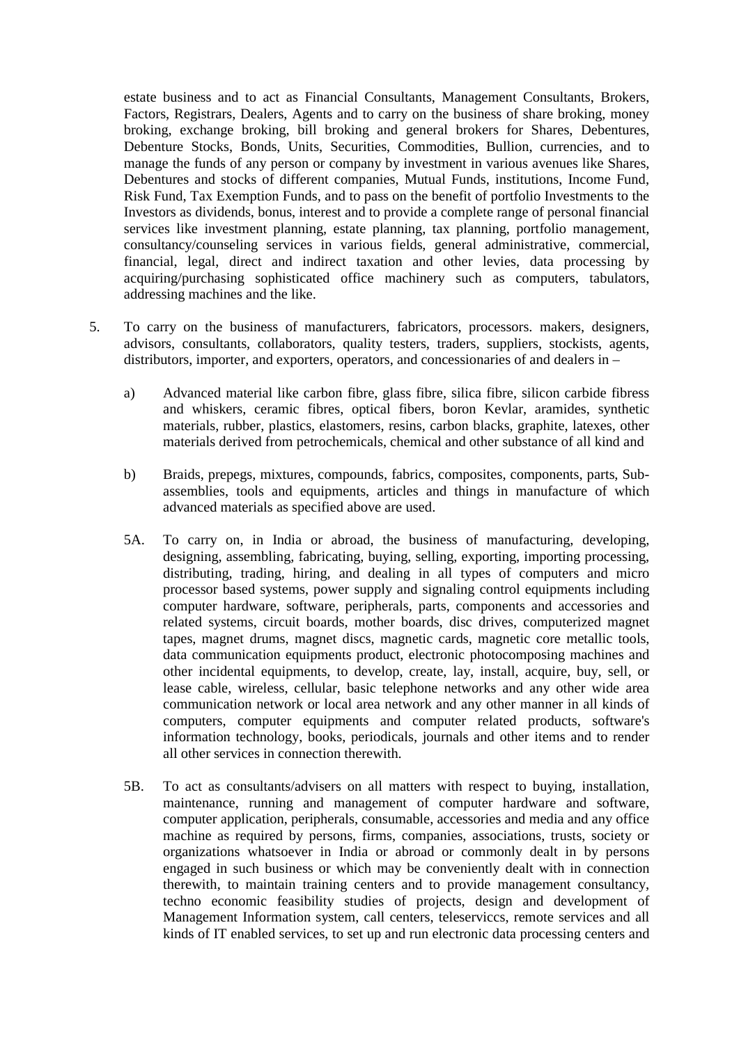estate business and to act as Financial Consultants, Management Consultants, Brokers, Factors, Registrars, Dealers, Agents and to carry on the business of share broking, money broking, exchange broking, bill broking and general brokers for Shares, Debentures, Debenture Stocks, Bonds, Units, Securities, Commodities, Bullion, currencies, and to manage the funds of any person or company by investment in various avenues like Shares, Debentures and stocks of different companies, Mutual Funds, institutions, Income Fund, Risk Fund, Tax Exemption Funds, and to pass on the benefit of portfolio Investments to the Investors as dividends, bonus, interest and to provide a complete range of personal financial services like investment planning, estate planning, tax planning, portfolio management, consultancy/counseling services in various fields, general administrative, commercial, financial, legal, direct and indirect taxation and other levies, data processing by acquiring/purchasing sophisticated office machinery such as computers, tabulators, addressing machines and the like.

5. To carry on the business of manufacturers, fabricators, processors. makers, designers, advisors, consultants, collaborators, quality testers, traders, suppliers, stockists, agents, distributors, importer, and exporters, operators, and concessionaries of and dealers in –

   a) Advanced material like carbon fibre, glass fibre, silica fibre, silicon carbide fibress and whiskers, ceramic fibres, optical fibers, boron Kevlar, aramides, synthetic materials, rubber, plastics, elastomers, resins, carbon blacks, graphite, latexes, other materials derived from petrochemicals, chemical and other substance of all kind and

   b) Braids, prepegs, mixtures, compounds, fabrics, composites, components, parts, Sub-assemblies, tools and equipments, articles and things in manufacture of which advanced materials as specified above are used.

   5A. To carry on, in India or abroad, the business of manufacturing, developing, designing, assembling, fabricating, buying, selling, exporting, importing processing, distributing, trading, hiring, and dealing in all types of computers and micro processor based systems, power supply and signaling control equipments including computer hardware, software, peripherals, parts, components and accessories and related systems, circuit boards, mother boards, disc drives, computerized magnet tapes, magnet drums, magnet discs, magnetic cards, magnetic core metallic tools, data communication equipments product, electronic photocomposing machines and other incidental equipments, to develop, create, lay, install, acquire, buy, sell, or lease cable, wireless, cellular, basic telephone networks and any other wide area communication network or local area network and any other manner in all kinds of computers, computer equipments and computer related products, software's information technology, books, periodicals, journals and other items and to render all other services in connection therewith.

   5B. To act as consultants/advisers on all matters with respect to buying, installation, maintenance, running and management of computer hardware and software, computer application, peripherals, consumable, accessories and media and any office machine as required by persons, firms, companies, associations, trusts, society or organizations whatsoever in India or abroad or commonly dealt in by persons engaged in such business or which may be conveniently dealt with in connection therewith, to maintain training centers and to provide management consultancy, techno economic feasibility studies of projects, design and development of Management Information system, call centers, teleserviccs, remote services and all kinds of IT enabled services, to set up and run electronic data processing centers and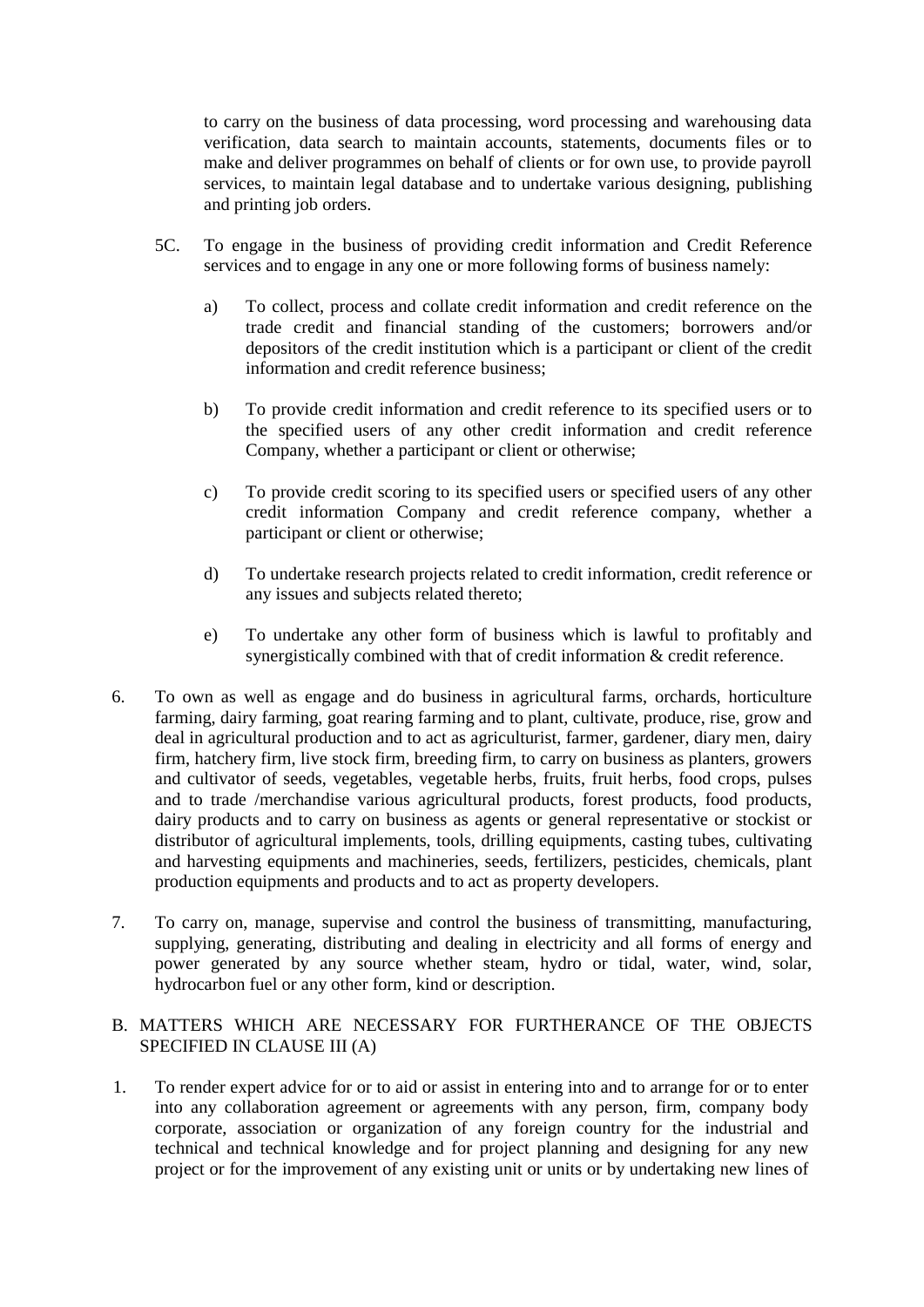to carry on the business of data processing, word processing and warehousing data verification, data search to maintain accounts, statements, documents files or to make and deliver programmes on behalf of clients or for own use, to provide payroll services, to maintain legal database and to undertake various designing, publishing and printing job orders.

5C. To engage in the business of providing credit information and Credit Reference services and to engage in any one or more following forms of business namely:

a) To collect, process and collate credit information and credit reference on the trade credit and financial standing of the customers; borrowers and/or depositors of the credit institution which is a participant or client of the credit information and credit reference business;

b) To provide credit information and credit reference to its specified users or to the specified users of any other credit information and credit reference Company, whether a participant or client or otherwise;

c) To provide credit scoring to its specified users or specified users of any other credit information Company and credit reference company, whether a participant or client or otherwise;

d) To undertake research projects related to credit information, credit reference or any issues and subjects related thereto;

e) To undertake any other form of business which is lawful to profitably and synergistically combined with that of credit information & credit reference.

6. To own as well as engage and do business in agricultural farms, orchards, horticulture farming, dairy farming, goat rearing farming and to plant, cultivate, produce, rise, grow and deal in agricultural production and to act as agriculturist, farmer, gardener, diary men, dairy firm, hatchery firm, live stock firm, breeding firm, to carry on business as planters, growers and cultivator of seeds, vegetables, vegetable herbs, fruits, fruit herbs, food crops, pulses and to trade /merchandise various agricultural products, forest products, food products, dairy products and to carry on business as agents or general representative or stockist or distributor of agricultural implements, tools, drilling equipments, casting tubes, cultivating and harvesting equipments and machineries, seeds, fertilizers, pesticides, chemicals, plant production equipments and products and to act as property developers.

7. To carry on, manage, supervise and control the business of transmitting, manufacturing, supplying, generating, distributing and dealing in electricity and all forms of energy and power generated by any source whether steam, hydro or tidal, water, wind, solar, hydrocarbon fuel or any other form, kind or description.

B. MATTERS WHICH ARE NECESSARY FOR FURTHERANCE OF THE OBJECTS SPECIFIED IN CLAUSE III (A)

1. To render expert advice for or to aid or assist in entering into and to arrange for or to enter into any collaboration agreement or agreements with any person, firm, company body corporate, association or organization of any foreign country for the industrial and technical and technical knowledge and for project planning and designing for any new project or for the improvement of any existing unit or units or by undertaking new lines of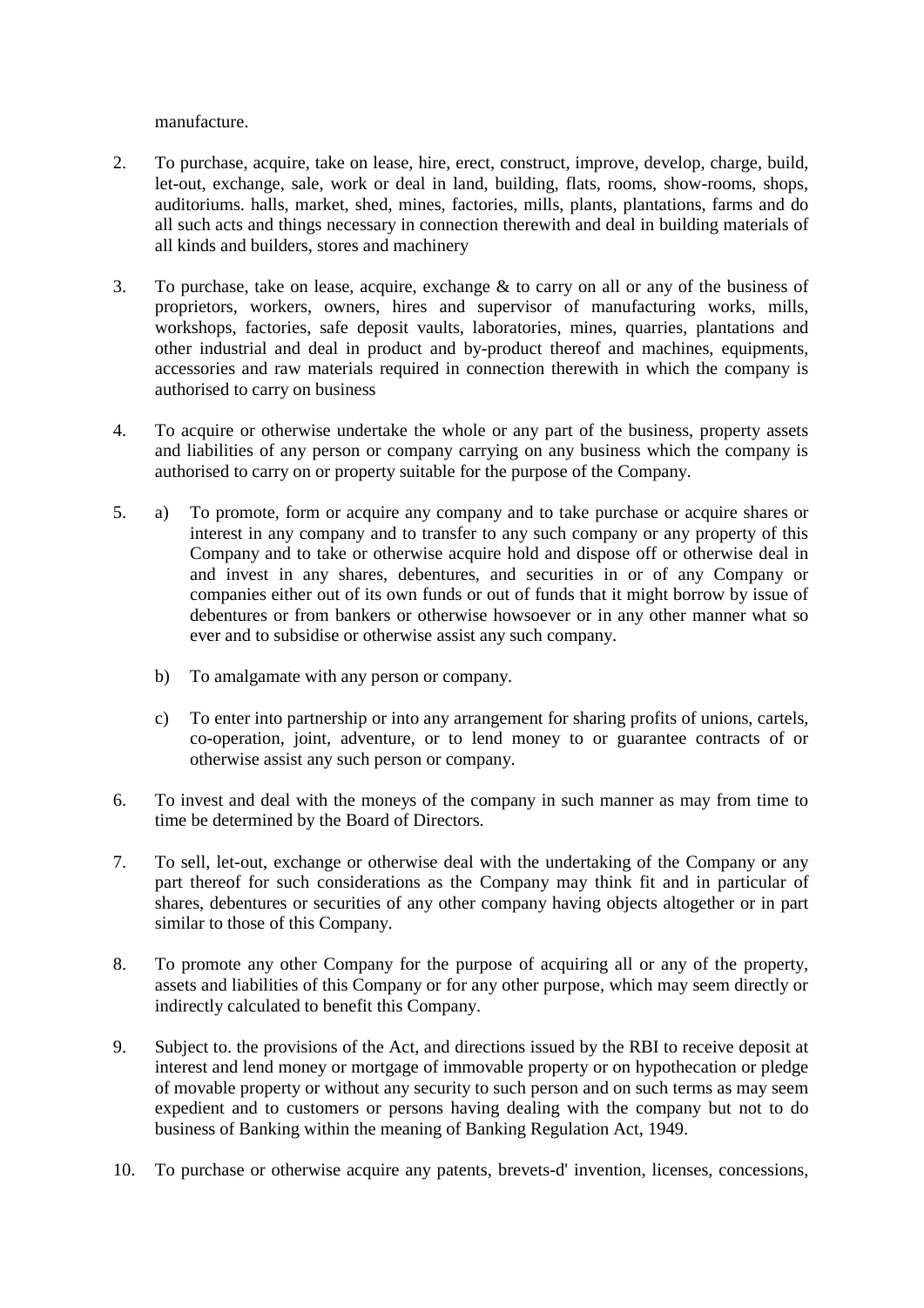manufacture.

2. To purchase, acquire, take on lease, hire, erect, construct, improve, develop, charge, build, let-out, exchange, sale, work or deal in land, building, flats, rooms, show-rooms, shops, auditoriums. halls, market, shed, mines, factories, mills, plants, plantations, farms and do all such acts and things necessary in connection therewith and deal in building materials of all kinds and builders, stores and machinery

3. To purchase, take on lease, acquire, exchange & to carry on all or any of the business of proprietors, workers, owners, hires and supervisor of manufacturing works, mills, workshops, factories, safe deposit vaults, laboratories, mines, quarries, plantations and other industrial and deal in product and by-product thereof and machines, equipments, accessories and raw materials required in connection therewith in which the company is authorised to carry on business

4. To acquire or otherwise undertake the whole or any part of the business, property assets and liabilities of any person or company carrying on any business which the company is authorised to carry on or property suitable for the purpose of the Company.

5. a) To promote, form or acquire any company and to take purchase or acquire shares or interest in any company and to transfer to any such company or any property of this Company and to take or otherwise acquire hold and dispose off or otherwise deal in and invest in any shares, debentures, and securities in or of any Company or companies either out of its own funds or out of funds that it might borrow by issue of debentures or from bankers or otherwise howsoever or in any other manner what so ever and to subsidise or otherwise assist any such company.

   b) To amalgamate with any person or company.

   c) To enter into partnership or into any arrangement for sharing profits of unions, cartels, co-operation, joint, adventure, or to lend money to or guarantee contracts of or otherwise assist any such person or company.

6. To invest and deal with the moneys of the company in such manner as may from time to time be determined by the Board of Directors.

7. To sell, let-out, exchange or otherwise deal with the undertaking of the Company or any part thereof for such considerations as the Company may think fit and in particular of shares, debentures or securities of any other company having objects altogether or in part similar to those of this Company.

8. To promote any other Company for the purpose of acquiring all or any of the property, assets and liabilities of this Company or for any other purpose, which may seem directly or indirectly calculated to benefit this Company.

9. Subject to. the provisions of the Act, and directions issued by the RBI to receive deposit at interest and lend money or mortgage of immovable property or on hypothecation or pledge of movable property or without any security to such person and on such terms as may seem expedient and to customers or persons having dealing with the company but not to do business of Banking within the meaning of Banking Regulation Act, 1949.

10. To purchase or otherwise acquire any patents, brevets-d' invention, licenses, concessions,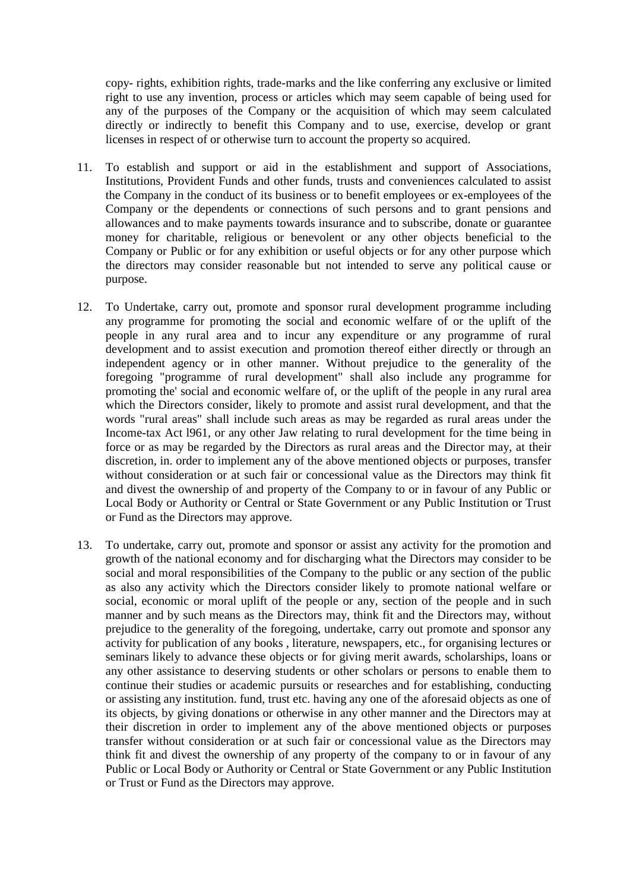copy- rights, exhibition rights, trade-marks and the like conferring any exclusive or limited right to use any invention, process or articles which may seem capable of being used for any of the purposes of the Company or the acquisition of which may seem calculated directly or indirectly to benefit this Company and to use, exercise, develop or grant licenses in respect of or otherwise turn to account the property so acquired.

11. To establish and support or aid in the establishment and support of Associations, Institutions, Provident Funds and other funds, trusts and conveniences calculated to assist the Company in the conduct of its business or to benefit employees or ex-employees of the Company or the dependents or connections of such persons and to grant pensions and allowances and to make payments towards insurance and to subscribe, donate or guarantee money for charitable, religious or benevolent or any other objects beneficial to the Company or Public or for any exhibition or useful objects or for any other purpose which the directors may consider reasonable but not intended to serve any political cause or purpose.

12. To Undertake, carry out, promote and sponsor rural development programme including any programme for promoting the social and economic welfare of or the uplift of the people in any rural area and to incur any expenditure or any programme of rural development and to assist execution and promotion thereof either directly or through an independent agency or in other manner. Without prejudice to the generality of the foregoing "programme of rural development" shall also include any programme for promoting the' social and economic welfare of, or the uplift of the people in any rural area which the Directors consider, likely to promote and assist rural development, and that the words "rural areas" shall include such areas as may be regarded as rural areas under the Income-tax Act l961, or any other Jaw relating to rural development for the time being in force or as may be regarded by the Directors as rural areas and the Director may, at their discretion, in. order to implement any of the above mentioned objects or purposes, transfer without consideration or at such fair or concessional value as the Directors may think fit and divest the ownership of and property of the Company to or in favour of any Public or Local Body or Authority or Central or State Government or any Public Institution or Trust or Fund as the Directors may approve.

13. To undertake, carry out, promote and sponsor or assist any activity for the promotion and growth of the national economy and for discharging what the Directors may consider to be social and moral responsibilities of the Company to the public or any section of the public as also any activity which the Directors consider likely to promote national welfare or social, economic or moral uplift of the people or any, section of the people and in such manner and by such means as the Directors may, think fit and the Directors may, without prejudice to the generality of the foregoing, undertake, carry out promote and sponsor any activity for publication of any books , literature, newspapers, etc., for organising lectures or seminars likely to advance these objects or for giving merit awards, scholarships, loans or any other assistance to deserving students or other scholars or persons to enable them to continue their studies or academic pursuits or researches and for establishing, conducting or assisting any institution. fund, trust etc. having any one of the aforesaid objects as one of its objects, by giving donations or otherwise in any other manner and the Directors may at their discretion in order to implement any of the above mentioned objects or purposes transfer without consideration or at such fair or concessional value as the Directors may think fit and divest the ownership of any property of the company to or in favour of any Public or Local Body or Authority or Central or State Government or any Public Institution or Trust or Fund as the Directors may approve.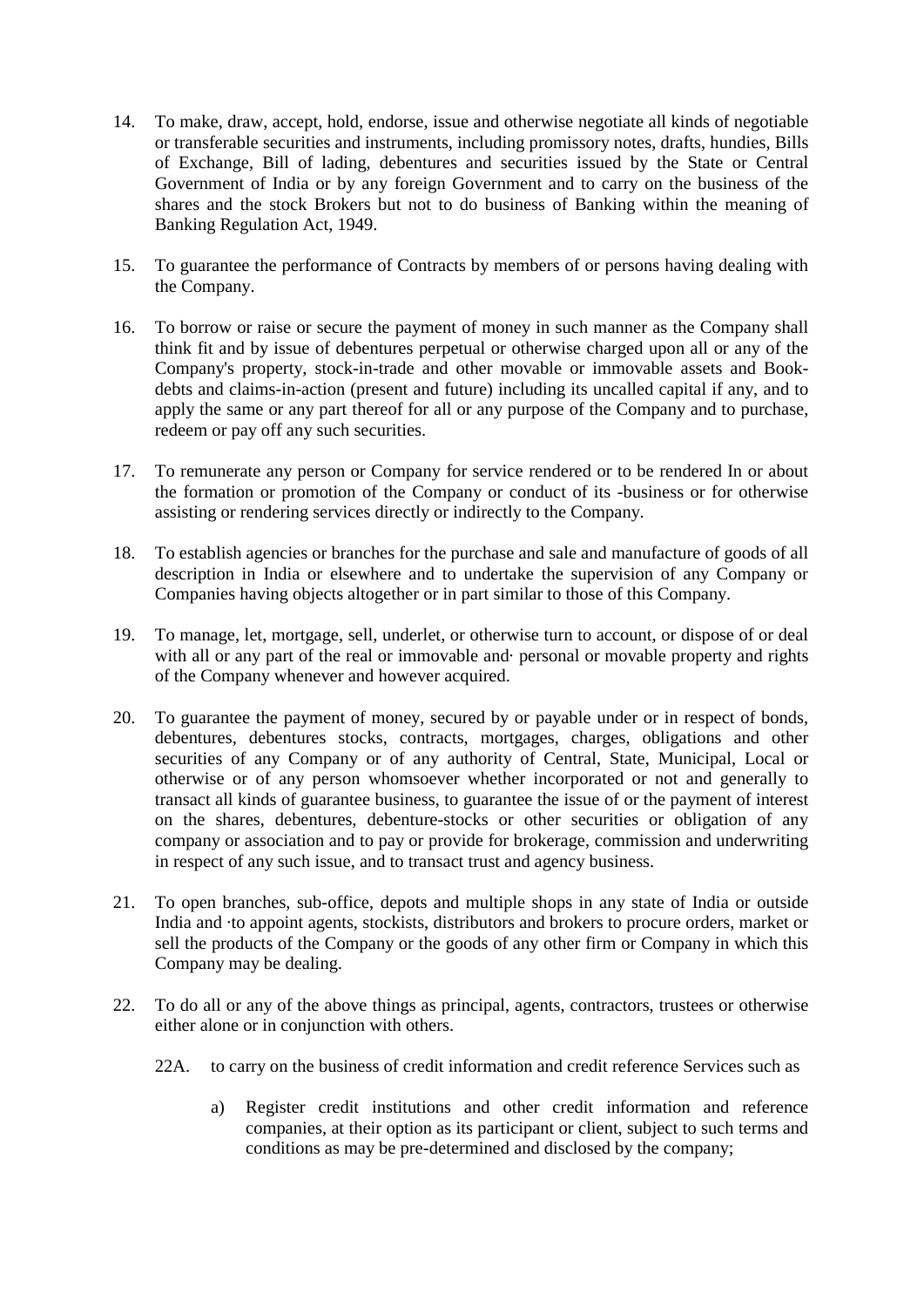14. To make, draw, accept, hold, endorse, issue and otherwise negotiate all kinds of negotiable or transferable securities and instruments, including promissory notes, drafts, hundies, Bills of Exchange, Bill of lading, debentures and securities issued by the State or Central Government of India or by any foreign Government and to carry on the business of the shares and the stock Brokers but not to do business of Banking within the meaning of Banking Regulation Act, 1949.

15. To guarantee the performance of Contracts by members of or persons having dealing with the Company.

16. To borrow or raise or secure the payment of money in such manner as the Company shall think fit and by issue of debentures perpetual or otherwise charged upon all or any of the Company's property, stock-in-trade and other movable or immovable assets and Book-debts and claims-in-action (present and future) including its uncalled capital if any, and to apply the same or any part thereof for all or any purpose of the Company and to purchase, redeem or pay off any such securities.

17. To remunerate any person or Company for service rendered or to be rendered In or about the formation or promotion of the Company or conduct of its -business or for otherwise assisting or rendering services directly or indirectly to the Company.

18. To establish agencies or branches for the purchase and sale and manufacture of goods of all description in India or elsewhere and to undertake the supervision of any Company or Companies having objects altogether or in part similar to those of this Company.

19. To manage, let, mortgage, sell, underlet, or otherwise turn to account, or dispose of or deal with all or any part of the real or immovable and· personal or movable property and rights of the Company whenever and however acquired.

20. To guarantee the payment of money, secured by or payable under or in respect of bonds, debentures, debentures stocks, contracts, mortgages, charges, obligations and other securities of any Company or of any authority of Central, State, Municipal, Local or otherwise or of any person whomsoever whether incorporated or not and generally to transact all kinds of guarantee business, to guarantee the issue of or the payment of interest on the shares, debentures, debenture-stocks or other securities or obligation of any company or association and to pay or provide for brokerage, commission and underwriting in respect of any such issue, and to transact trust and agency business.

21. To open branches, sub-office, depots and multiple shops in any state of India or outside India and ·to appoint agents, stockists, distributors and brokers to procure orders, market or sell the products of the Company or the goods of any other firm or Company in which this Company may be dealing.

22. To do all or any of the above things as principal, agents, contractors, trustees or otherwise either alone or in conjunction with others.

    22A. to carry on the business of credit information and credit reference Services such as

    a) Register credit institutions and other credit information and reference companies, at their option as its participant or client, subject to such terms and conditions as may be pre-determined and disclosed by the company;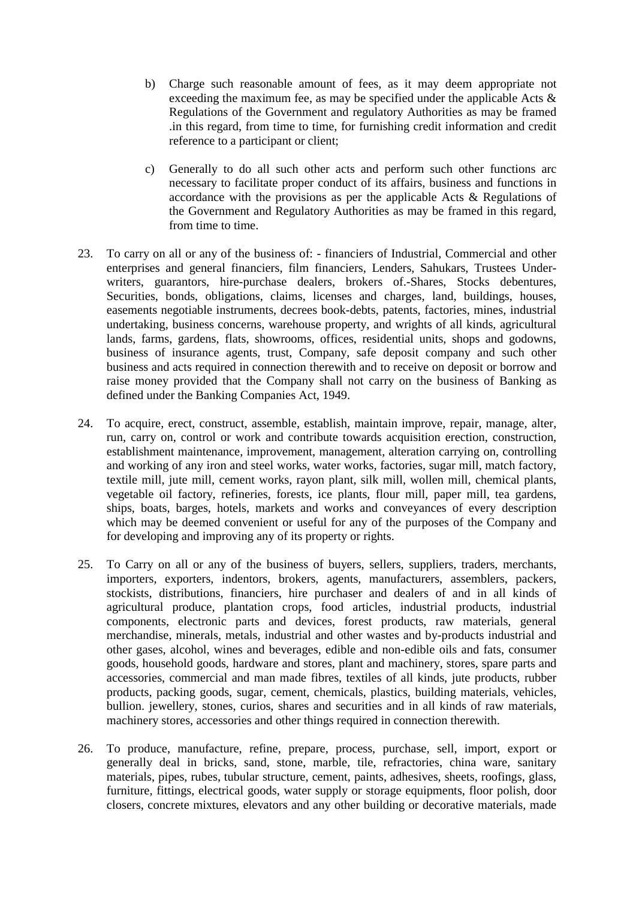b) Charge such reasonable amount of fees, as it may deem appropriate not exceeding the maximum fee, as may be specified under the applicable Acts & Regulations of the Government and regulatory Authorities as may be framed .in this regard, from time to time, for furnishing credit information and credit reference to a participant or client;

c) Generally to do all such other acts and perform such other functions arc necessary to facilitate proper conduct of its affairs, business and functions in accordance with the provisions as per the applicable Acts & Regulations of the Government and Regulatory Authorities as may be framed in this regard, from time to time.

23. To carry on all or any of the business of: - financiers of Industrial, Commercial and other enterprises and general financiers, film financiers, Lenders, Sahukars, Trustees Under-writers, guarantors, hire-purchase dealers, brokers of.-Shares, Stocks debentures, Securities, bonds, obligations, claims, licenses and charges, land, buildings, houses, easements negotiable instruments, decrees book-debts, patents, factories, mines, industrial undertaking, business concerns, warehouse property, and wrights of all kinds, agricultural lands, farms, gardens, flats, showrooms, offices, residential units, shops and godowns, business of insurance agents, trust, Company, safe deposit company and such other business and acts required in connection therewith and to receive on deposit or borrow and raise money provided that the Company shall not carry on the business of Banking as defined under the Banking Companies Act, 1949.

24. To acquire, erect, construct, assemble, establish, maintain improve, repair, manage, alter, run, carry on, control or work and contribute towards acquisition erection, construction, establishment maintenance, improvement, management, alteration carrying on, controlling and working of any iron and steel works, water works, factories, sugar mill, match factory, textile mill, jute mill, cement works, rayon plant, silk mill, wollen mill, chemical plants, vegetable oil factory, refineries, forests, ice plants, flour mill, paper mill, tea gardens, ships, boats, barges, hotels, markets and works and conveyances of every description which may be deemed convenient or useful for any of the purposes of the Company and for developing and improving any of its property or rights.

25. To Carry on all or any of the business of buyers, sellers, suppliers, traders, merchants, importers, exporters, indentors, brokers, agents, manufacturers, assemblers, packers, stockists, distributions, financiers, hire purchaser and dealers of and in all kinds of agricultural produce, plantation crops, food articles, industrial products, industrial components, electronic parts and devices, forest products, raw materials, general merchandise, minerals, metals, industrial and other wastes and by-products industrial and other gases, alcohol, wines and beverages, edible and non-edible oils and fats, consumer goods, household goods, hardware and stores, plant and machinery, stores, spare parts and accessories, commercial and man made fibres, textiles of all kinds, jute products, rubber products, packing goods, sugar, cement, chemicals, plastics, building materials, vehicles, bullion. jewellery, stones, curios, shares and securities and in all kinds of raw materials, machinery stores, accessories and other things required in connection therewith.

26. To produce, manufacture, refine, prepare, process, purchase, sell, import, export or generally deal in bricks, sand, stone, marble, tile, refractories, china ware, sanitary materials, pipes, rubes, tubular structure, cement, paints, adhesives, sheets, roofings, glass, furniture, fittings, electrical goods, water supply or storage equipments, floor polish, door closers, concrete mixtures, elevators and any other building or decorative materials, made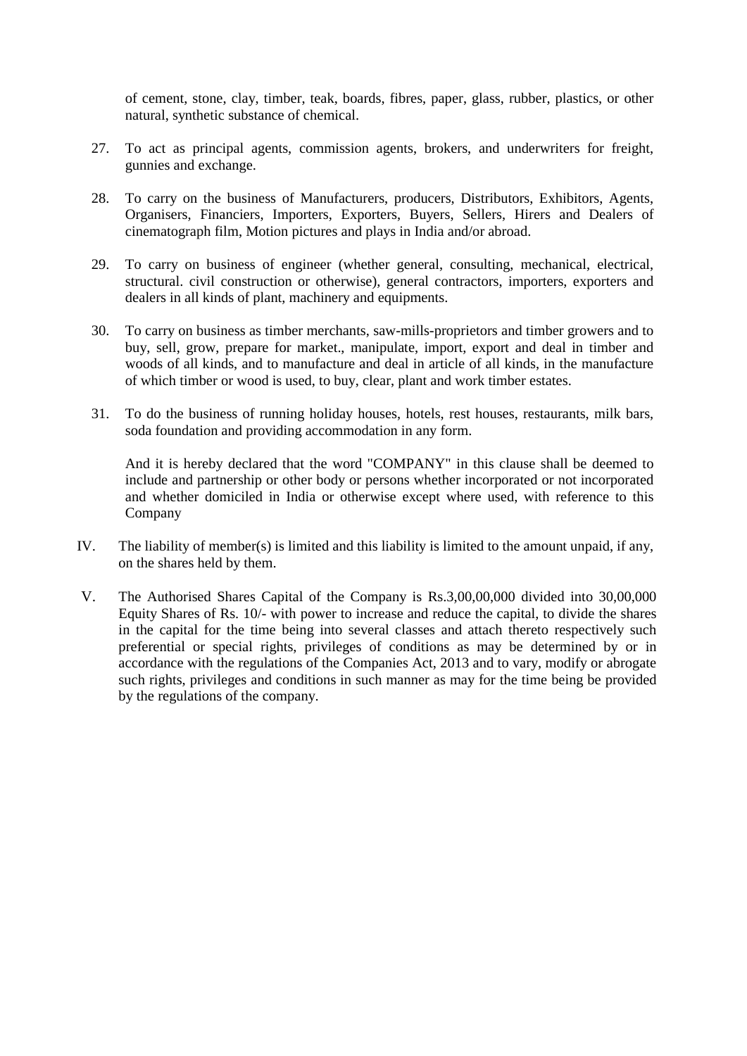of cement, stone, clay, timber, teak, boards, fibres, paper, glass, rubber, plastics, or other natural, synthetic substance of chemical.

27. To act as principal agents, commission agents, brokers, and underwriters for freight, gunnies and exchange.

28. To carry on the business of Manufacturers, producers, Distributors, Exhibitors, Agents, Organisers, Financiers, Importers, Exporters, Buyers, Sellers, Hirers and Dealers of cinematograph film, Motion pictures and plays in India and/or abroad.

29. To carry on business of engineer (whether general, consulting, mechanical, electrical, structural. civil construction or otherwise), general contractors, importers, exporters and dealers in all kinds of plant, machinery and equipments.

30. To carry on business as timber merchants, saw-mills-proprietors and timber growers and to buy, sell, grow, prepare for market., manipulate, import, export and deal in timber and woods of all kinds, and to manufacture and deal in article of all kinds, in the manufacture of which timber or wood is used, to buy, clear, plant and work timber estates.

31. To do the business of running holiday houses, hotels, rest houses, restaurants, milk bars, soda foundation and providing accommodation in any form.

And it is hereby declared that the word "COMPANY" in this clause shall be deemed to include and partnership or other body or persons whether incorporated or not incorporated and whether domiciled in India or otherwise except where used, with reference to this Company

IV. The liability of member(s) is limited and this liability is limited to the amount unpaid, if any, on the shares held by them.

V. The Authorised Shares Capital of the Company is Rs.3,00,00,000 divided into 30,00,000 Equity Shares of Rs. 10/- with power to increase and reduce the capital, to divide the shares in the capital for the time being into several classes and attach thereto respectively such preferential or special rights, privileges of conditions as may be determined by or in accordance with the regulations of the Companies Act, 2013 and to vary, modify or abrogate such rights, privileges and conditions in such manner as may for the time being be provided by the regulations of the company.